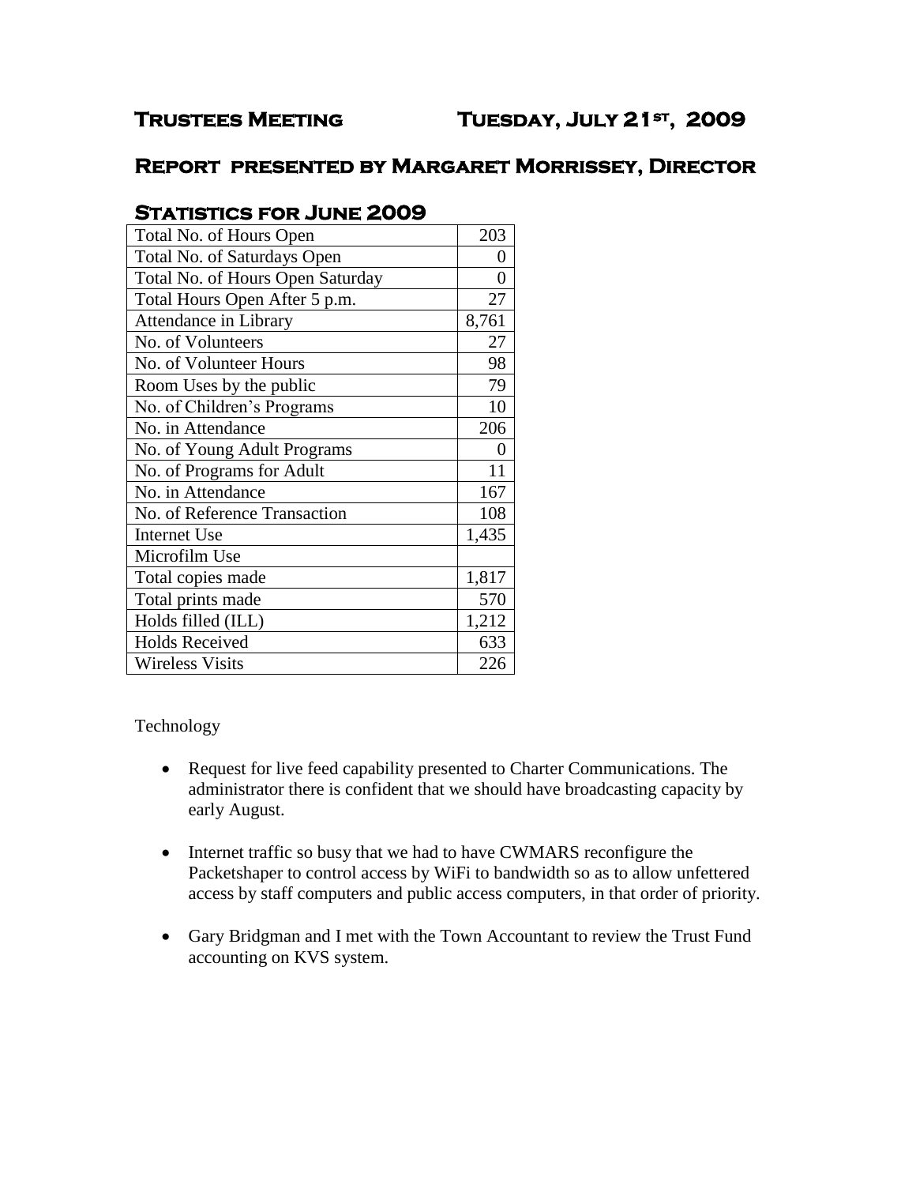# Trustees Meeting Tuesday, July 21st, 2009

## Report presented by Margaret Morrissey, Director

### Statistics for June 2009

| | |
|---|---|
| Total No. of Hours Open | 203 |
| Total No. of Saturdays Open | 0 |
| Total No. of Hours Open Saturday | 0 |
| Total Hours Open After 5 p.m. | 27 |
| Attendance in Library | 8,761 |
| No. of Volunteers | 27 |
| No. of Volunteer Hours | 98 |
| Room Uses by the public | 79 |
| No. of Children's Programs | 10 |
| No. in Attendance | 206 |
| No. of Young Adult Programs | 0 |
| No. of Programs for Adult | 11 |
| No. in Attendance | 167 |
| No. of Reference Transaction | 108 |
| Internet Use | 1,435 |
| Microfilm Use | |
| Total copies made | 1,817 |
| Total prints made | 570 |
| Holds filled (ILL) | 1,212 |
| Holds Received | 633 |
| Wireless Visits | 226 |

Technology

- Request for live feed capability presented to Charter Communications. The administrator there is confident that we should have broadcasting capacity by early August.

- Internet traffic so busy that we had to have CWMARS reconfigure the Packetshaper to control access by WiFi to bandwidth so as to allow unfettered access by staff computers and public access computers, in that order of priority.

- Gary Bridgman and I met with the Town Accountant to review the Trust Fund accounting on KVS system.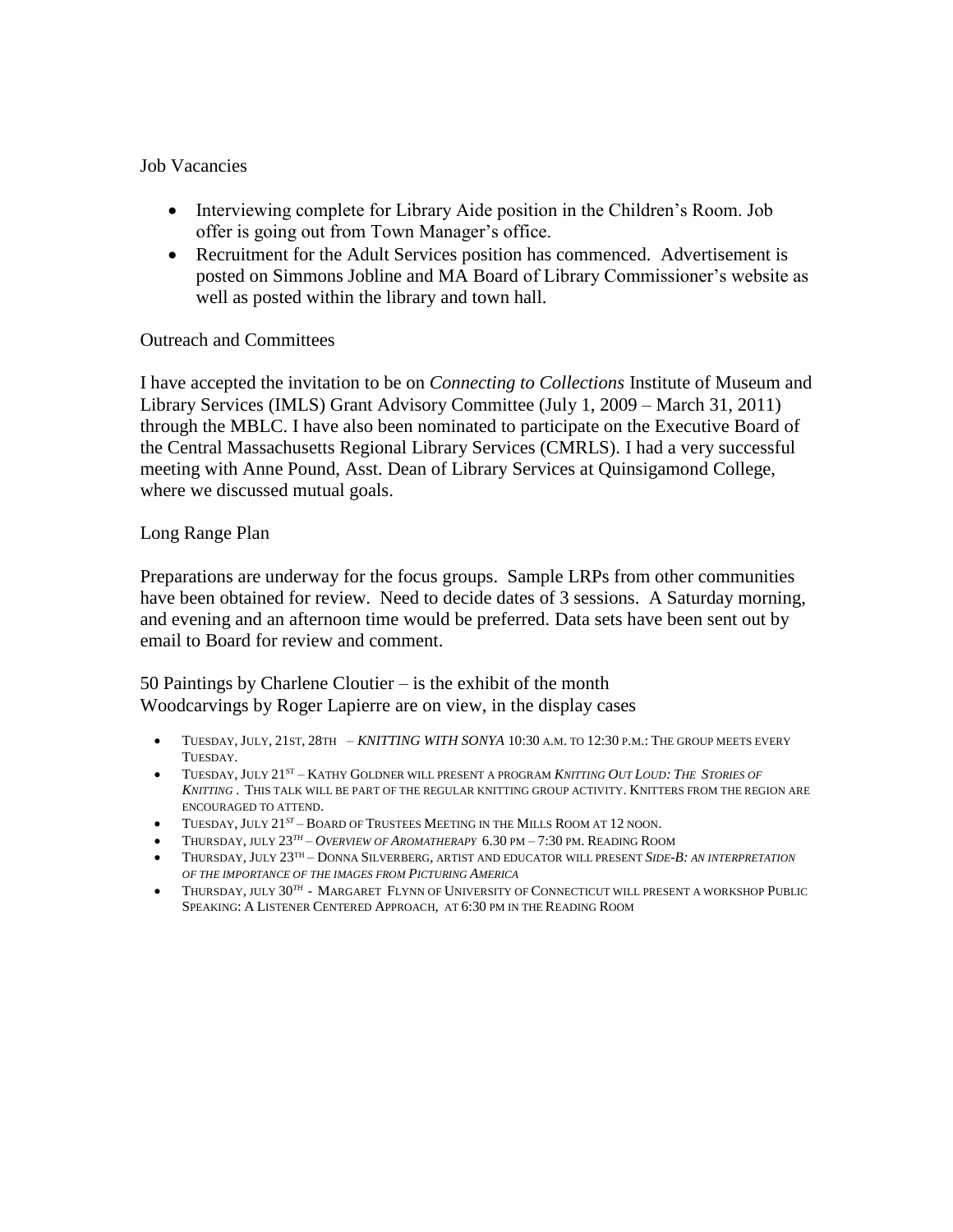Job Vacancies

- Interviewing complete for Library Aide position in the Children's Room. Job offer is going out from Town Manager's office.
- Recruitment for the Adult Services position has commenced. Advertisement is posted on Simmons Jobline and MA Board of Library Commissioner's website as well as posted within the library and town hall.

Outreach and Committees

I have accepted the invitation to be on *Connecting to Collections* Institute of Museum and Library Services (IMLS) Grant Advisory Committee (July 1, 2009 – March 31, 2011) through the MBLC. I have also been nominated to participate on the Executive Board of the Central Massachusetts Regional Library Services (CMRLS). I had a very successful meeting with Anne Pound, Asst. Dean of Library Services at Quinsigamond College, where we discussed mutual goals.

Long Range Plan

Preparations are underway for the focus groups. Sample LRPs from other communities have been obtained for review. Need to decide dates of 3 sessions. A Saturday morning, and evening and an afternoon time would be preferred. Data sets have been sent out by email to Board for review and comment.

50 Paintings by Charlene Cloutier – is the exhibit of the month
Woodcarvings by Roger Lapierre are on view, in the display cases

- Tuesday, July, 21st, 28th – *Knitting with Sonya* 10:30 a.m. to 12:30 p.m.: The group meets every Tuesday.
- Tuesday, July 21st – Kathy Goldner will present a program *Knitting Out Loud: The Stories of Knitting* . This talk will be part of the regular knitting group activity. Knitters from the region are encouraged to attend.
- Tuesday, July 21st – Board of Trustees Meeting in the Mills Room at 12 noon.
- Thursday, July 23th – *Overview of Aromatherapy* 6.30 pm – 7:30 pm. Reading Room
- Thursday, July 23th – Donna Silverberg, artist and educator will present *Side-B: an interpretation of the importance of the images from Picturing America*
- Thursday, July 30th - Margaret Flynn of University of Connecticut will present a workshop Public Speaking: A Listener Centered Approach, at 6:30 pm in the Reading Room